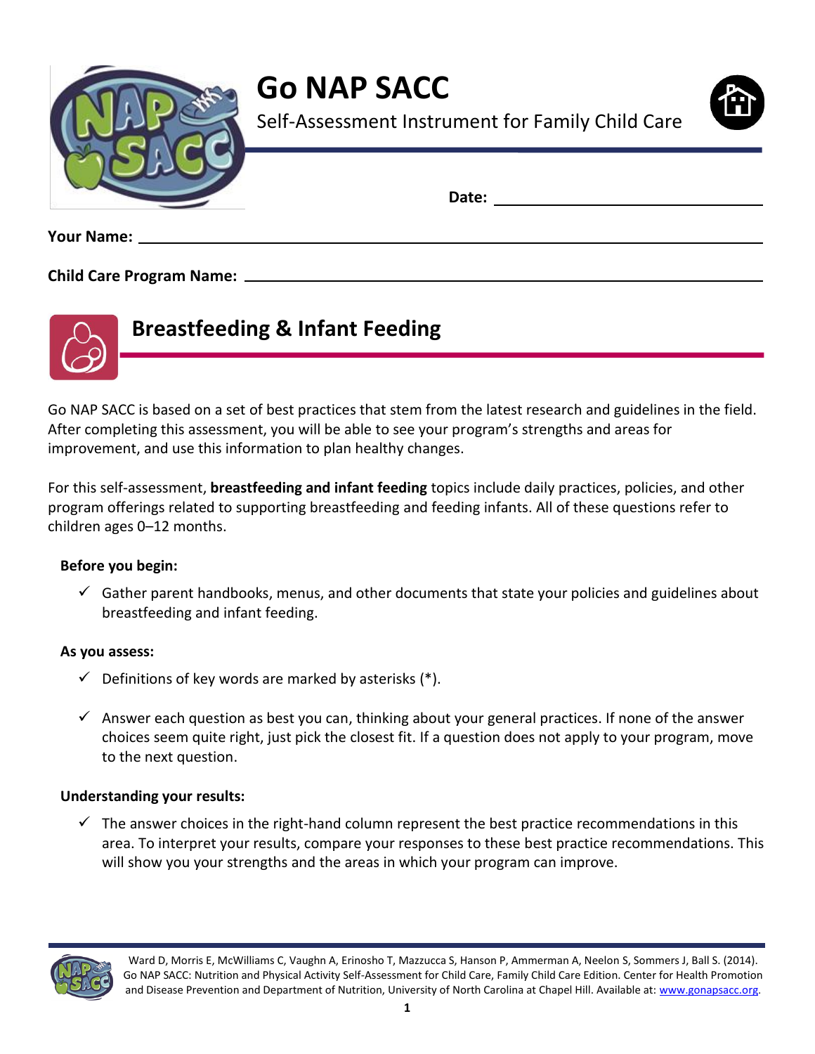# Go NAP SACC

Self-Assessment Instrument for Family Child Care

**Date:** ______________________________

**Your Name:** ______________________________

**Child Care Program Name:** ______________________________

## Breastfeeding & Infant Feeding

Go NAP SACC is based on a set of best practices that stem from the latest research and guidelines in the field. After completing this assessment, you will be able to see your program's strengths and areas for improvement, and use this information to plan healthy changes.

For this self-assessment, **breastfeeding and infant feeding** topics include daily practices, policies, and other program offerings related to supporting breastfeeding and feeding infants. All of these questions refer to children ages 0–12 months.

**Before you begin:**

- ✓ Gather parent handbooks, menus, and other documents that state your policies and guidelines about breastfeeding and infant feeding.

**As you assess:**

- ✓ Definitions of key words are marked by asterisks (*).
- ✓ Answer each question as best you can, thinking about your general practices. If none of the answer choices seem quite right, just pick the closest fit. If a question does not apply to your program, move to the next question.

**Understanding your results:**

- ✓ The answer choices in the right-hand column represent the best practice recommendations in this area. To interpret your results, compare your responses to these best practice recommendations. This will show you your strengths and the areas in which your program can improve.

Ward D, Morris E, McWilliams C, Vaughn A, Erinosho T, Mazzucca S, Hanson P, Ammerman A, Neelon S, Sommers J, Ball S. (2014). Go NAP SACC: Nutrition and Physical Activity Self-Assessment for Child Care, Family Child Care Edition. Center for Health Promotion and Disease Prevention and Department of Nutrition, University of North Carolina at Chapel Hill. Available at: www.gonapsacc.org.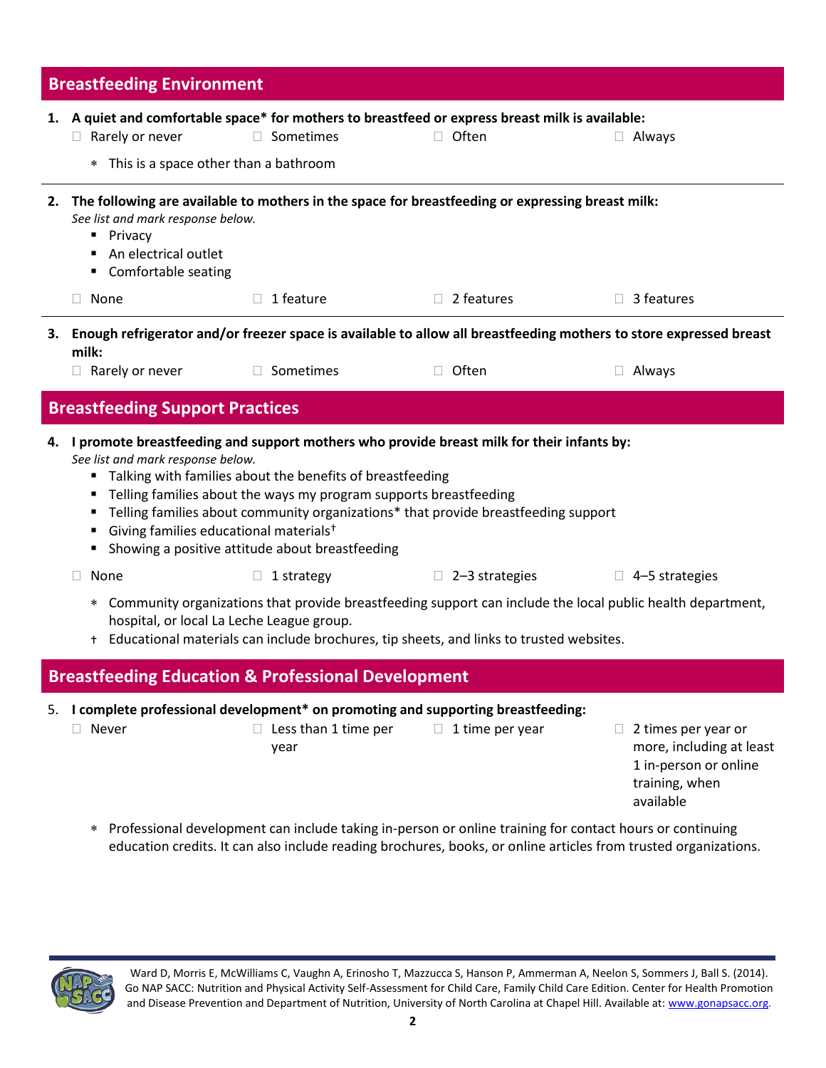## Breastfeeding Environment

**1. A quiet and comfortable space* for mothers to breastfeed or express breast milk is available:**

☐ Rarely or never ☐ Sometimes ☐ Often ☐ Always

- \* This is a space other than a bathroom

---

**2. The following are available to mothers in the space for breastfeeding or expressing breast milk:**

*See list and mark response below.*

- Privacy
- An electrical outlet
- Comfortable seating

☐ None ☐ 1 feature ☐ 2 features ☐ 3 features

---

**3. Enough refrigerator and/or freezer space is available to allow all breastfeeding mothers to store expressed breast milk:**

☐ Rarely or never ☐ Sometimes ☐ Often ☐ Always

## Breastfeeding Support Practices

**4. I promote breastfeeding and support mothers who provide breast milk for their infants by:**

*See list and mark response below.*

- Talking with families about the benefits of breastfeeding
- Telling families about the ways my program supports breastfeeding
- Telling families about community organizations* that provide breastfeeding support
- Giving families educational materials†
- Showing a positive attitude about breastfeeding

☐ None ☐ 1 strategy ☐ 2–3 strategies ☐ 4–5 strategies

- \* Community organizations that provide breastfeeding support can include the local public health department, hospital, or local La Leche League group.
- † Educational materials can include brochures, tip sheets, and links to trusted websites.

## Breastfeeding Education & Professional Development

**5. I complete professional development* on promoting and supporting breastfeeding:**

☐ Never ☐ Less than 1 time per year ☐ 1 time per year ☐ 2 times per year or more, including at least 1 in-person or online training, when available

- \* Professional development can include taking in-person or online training for contact hours or continuing education credits. It can also include reading brochures, books, or online articles from trusted organizations.

Ward D, Morris E, McWilliams C, Vaughn A, Erinosho T, Mazzucca S, Hanson P, Ammerman A, Neelon S, Sommers J, Ball S. (2014). Go NAP SACC: Nutrition and Physical Activity Self-Assessment for Child Care, Family Child Care Edition. Center for Health Promotion and Disease Prevention and Department of Nutrition, University of North Carolina at Chapel Hill. Available at: www.gonapsacc.org.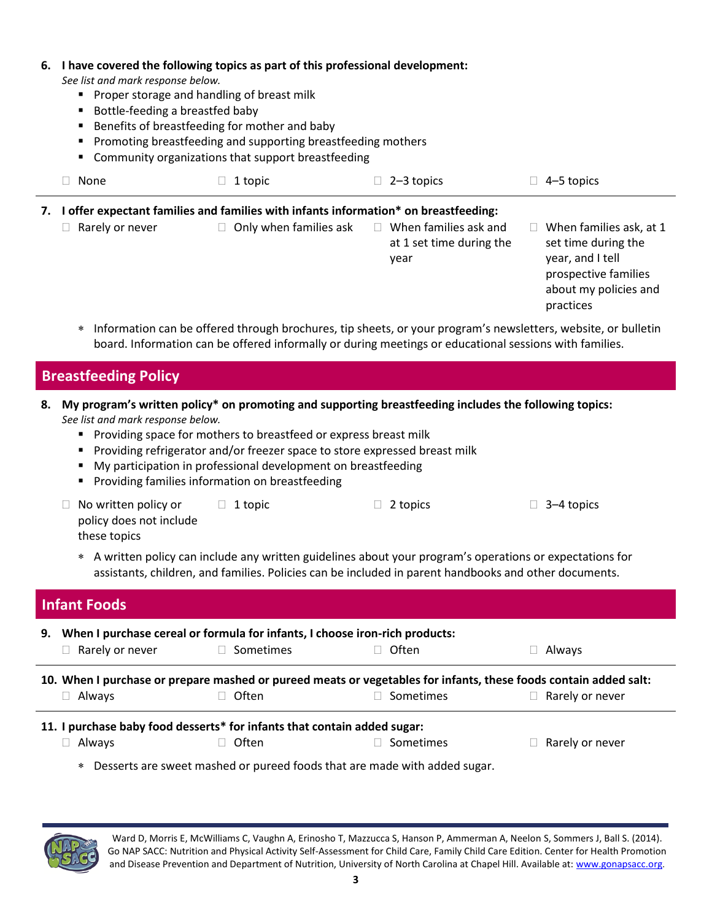**6. I have covered the following topics as part of this professional development:**

*See list and mark response below.*

- Proper storage and handling of breast milk
- Bottle-feeding a breastfed baby
- Benefits of breastfeeding for mother and baby
- Promoting breastfeeding and supporting breastfeeding mothers
- Community organizations that support breastfeeding

☐ None ☐ 1 topic ☐ 2–3 topics ☐ 4–5 topics

**7. I offer expectant families and families with infants information* on breastfeeding:**

☐ Rarely or never ☐ Only when families ask ☐ When families ask and at 1 set time during the year ☐ When families ask, at 1 set time during the year, and I tell prospective families about my policies and practices

∗ Information can be offered through brochures, tip sheets, or your program's newsletters, website, or bulletin board. Information can be offered informally or during meetings or educational sessions with families.

## Breastfeeding Policy

**8. My program's written policy* on promoting and supporting breastfeeding includes the following topics:**

*See list and mark response below.*

- Providing space for mothers to breastfeed or express breast milk
- Providing refrigerator and/or freezer space to store expressed breast milk
- My participation in professional development on breastfeeding
- Providing families information on breastfeeding

☐ No written policy or policy does not include these topics ☐ 1 topic ☐ 2 topics ☐ 3–4 topics

∗ A written policy can include any written guidelines about your program's operations or expectations for assistants, children, and families. Policies can be included in parent handbooks and other documents.

## Infant Foods

**9. When I purchase cereal or formula for infants, I choose iron-rich products:**

☐ Rarely or never ☐ Sometimes ☐ Often ☐ Always

**10. When I purchase or prepare mashed or pureed meats or vegetables for infants, these foods contain added salt:**

☐ Always ☐ Often ☐ Sometimes ☐ Rarely or never

**11. I purchase baby food desserts* for infants that contain added sugar:**

☐ Always ☐ Often ☐ Sometimes ☐ Rarely or never

∗ Desserts are sweet mashed or pureed foods that are made with added sugar.

Ward D, Morris E, McWilliams C, Vaughn A, Erinosho T, Mazzucca S, Hanson P, Ammerman A, Neelon S, Sommers J, Ball S. (2014). Go NAP SACC: Nutrition and Physical Activity Self-Assessment for Child Care, Family Child Care Edition. Center for Health Promotion and Disease Prevention and Department of Nutrition, University of North Carolina at Chapel Hill. Available at: www.gonapsacc.org.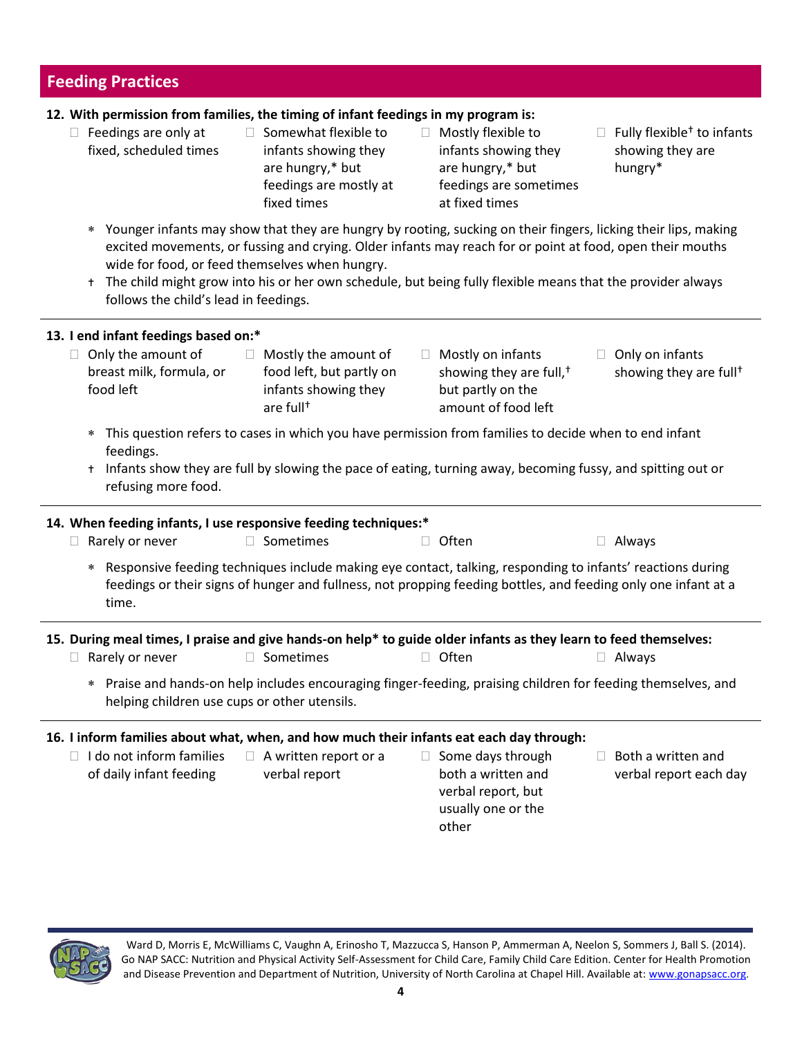## Feeding Practices

**12. With permission from families, the timing of infant feedings in my program is:**

- ☐ Feedings are only at fixed, scheduled times
- ☐ Somewhat flexible to infants showing they are hungry,* but feedings are mostly at fixed times
- ☐ Mostly flexible to infants showing they are hungry,* but feedings are sometimes at fixed times
- ☐ Fully flexible† to infants showing they are hungry*

∗ Younger infants may show that they are hungry by rooting, sucking on their fingers, licking their lips, making excited movements, or fussing and crying. Older infants may reach for or point at food, open their mouths wide for food, or feed themselves when hungry.

† The child might grow into his or her own schedule, but being fully flexible means that the provider always follows the child's lead in feedings.

**13. I end infant feedings based on:***

- ☐ Only the amount of breast milk, formula, or food left
- ☐ Mostly the amount of food left, but partly on infants showing they are full†
- ☐ Mostly on infants showing they are full,† but partly on the amount of food left
- ☐ Only on infants showing they are full†

∗ This question refers to cases in which you have permission from families to decide when to end infant feedings.

† Infants show they are full by slowing the pace of eating, turning away, becoming fussy, and spitting out or refusing more food.

**14. When feeding infants, I use responsive feeding techniques:***

- ☐ Rarely or never
- ☐ Sometimes
- ☐ Often
- ☐ Always

∗ Responsive feeding techniques include making eye contact, talking, responding to infants' reactions during feedings or their signs of hunger and fullness, not propping feeding bottles, and feeding only one infant at a time.

**15. During meal times, I praise and give hands-on help* to guide older infants as they learn to feed themselves:**

- ☐ Rarely or never
- ☐ Sometimes
- ☐ Often
- ☐ Always

∗ Praise and hands-on help includes encouraging finger-feeding, praising children for feeding themselves, and helping children use cups or other utensils.

**16. I inform families about what, when, and how much their infants eat each day through:**

- ☐ I do not inform families of daily infant feeding
- ☐ A written report or a verbal report
- ☐ Some days through both a written and verbal report, but usually one or the other
- ☐ Both a written and verbal report each day

Ward D, Morris E, McWilliams C, Vaughn A, Erinosho T, Mazzucca S, Hanson P, Ammerman A, Neelon S, Sommers J, Ball S. (2014). Go NAP SACC: Nutrition and Physical Activity Self-Assessment for Child Care, Family Child Care Edition. Center for Health Promotion and Disease Prevention and Department of Nutrition, University of North Carolina at Chapel Hill. Available at: www.gonapsacc.org.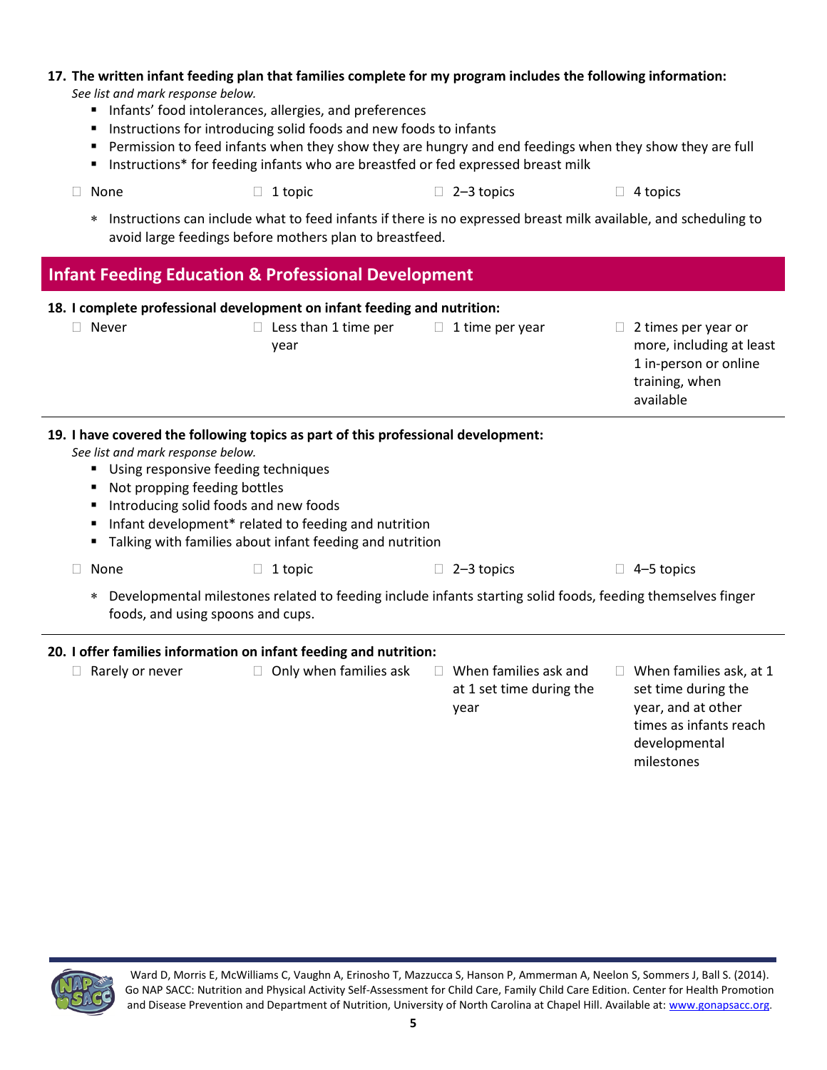**17. The written infant feeding plan that families complete for my program includes the following information:**

*See list and mark response below.*

- Infants' food intolerances, allergies, and preferences
- Instructions for introducing solid foods and new foods to infants
- Permission to feed infants when they show they are hungry and end feedings when they show they are full
- Instructions* for feeding infants who are breastfed or fed expressed breast milk

☐ None ☐ 1 topic ☐ 2–3 topics ☐ 4 topics

\* Instructions can include what to feed infants if there is no expressed breast milk available, and scheduling to avoid large feedings before mothers plan to breastfeed.

## Infant Feeding Education & Professional Development

**18. I complete professional development on infant feeding and nutrition:**

☐ Never ☐ Less than 1 time per year ☐ 1 time per year ☐ 2 times per year or more, including at least 1 in-person or online training, when available

**19. I have covered the following topics as part of this professional development:**

*See list and mark response below.*

- Using responsive feeding techniques
- Not propping feeding bottles
- Introducing solid foods and new foods
- Infant development* related to feeding and nutrition
- Talking with families about infant feeding and nutrition

☐ None ☐ 1 topic ☐ 2–3 topics ☐ 4–5 topics

\* Developmental milestones related to feeding include infants starting solid foods, feeding themselves finger foods, and using spoons and cups.

**20. I offer families information on infant feeding and nutrition:**

☐ Rarely or never ☐ Only when families ask ☐ When families ask and at 1 set time during the year ☐ When families ask, at 1 set time during the year, and at other times as infants reach developmental milestones

Ward D, Morris E, McWilliams C, Vaughn A, Erinosho T, Mazzucca S, Hanson P, Ammerman A, Neelon S, Sommers J, Ball S. (2014). Go NAP SACC: Nutrition and Physical Activity Self-Assessment for Child Care, Family Child Care Edition. Center for Health Promotion and Disease Prevention and Department of Nutrition, University of North Carolina at Chapel Hill. Available at: www.gonapsacc.org.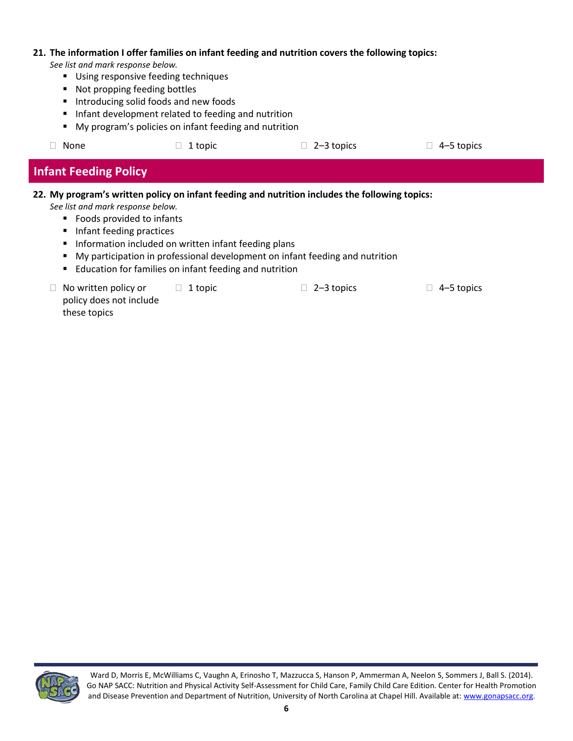**21. The information I offer families on infant feeding and nutrition covers the following topics:**

*See list and mark response below.*

- Using responsive feeding techniques
- Not propping feeding bottles
- Introducing solid foods and new foods
- Infant development related to feeding and nutrition
- My program's policies on infant feeding and nutrition

☐ None ☐ 1 topic ☐ 2–3 topics ☐ 4–5 topics

## Infant Feeding Policy

**22. My program's written policy on infant feeding and nutrition includes the following topics:**

*See list and mark response below.*

- Foods provided to infants
- Infant feeding practices
- Information included on written infant feeding plans
- My participation in professional development on infant feeding and nutrition
- Education for families on infant feeding and nutrition

☐ No written policy or policy does not include these topics ☐ 1 topic ☐ 2–3 topics ☐ 4–5 topics

Ward D, Morris E, McWilliams C, Vaughn A, Erinosho T, Mazzucca S, Hanson P, Ammerman A, Neelon S, Sommers J, Ball S. (2014). Go NAP SACC: Nutrition and Physical Activity Self-Assessment for Child Care, Family Child Care Edition. Center for Health Promotion and Disease Prevention and Department of Nutrition, University of North Carolina at Chapel Hill. Available at: www.gonapsacc.org.